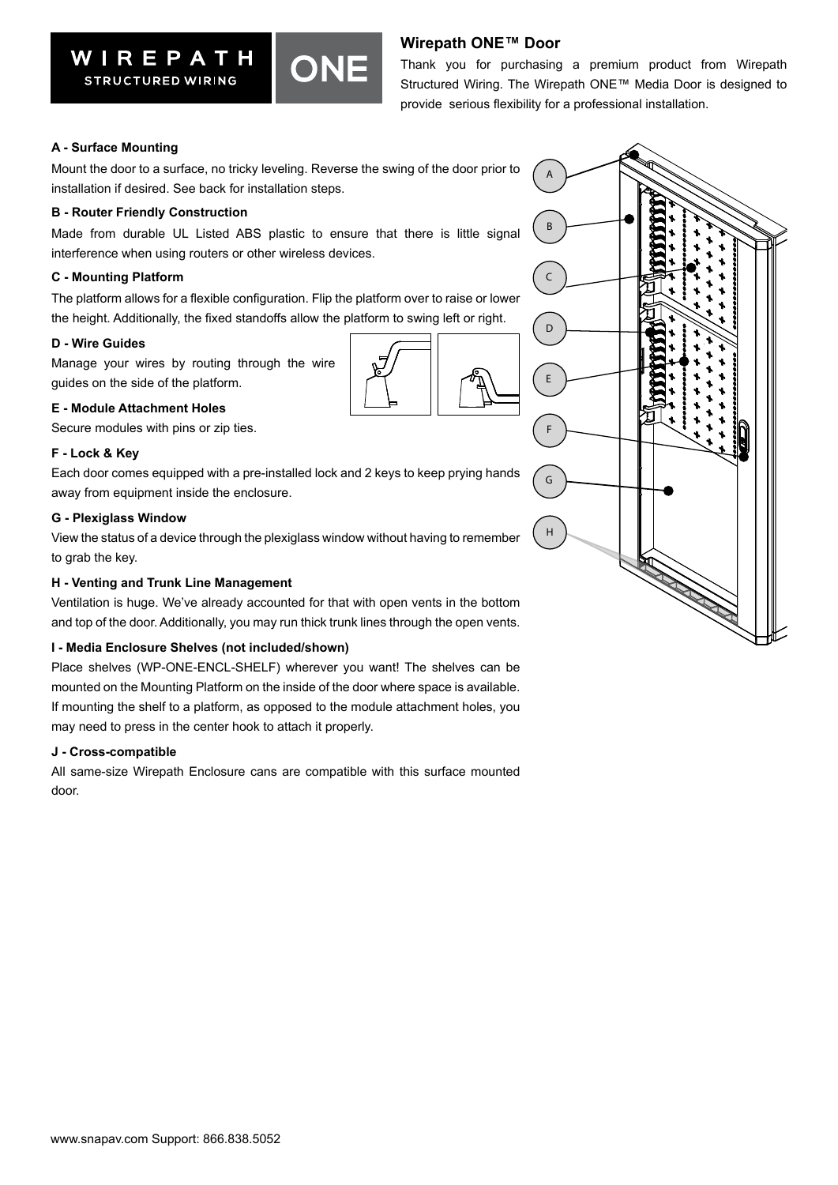# Wirepath ONE™ Door

Thank you for purchasing a premium product from Wirepath Structured Wiring. The Wirepath ONE™ Media Door is designed to provide serious flexibility for a professional installation.

**A - Surface Mounting**

Mount the door to a surface, no tricky leveling. Reverse the swing of the door prior to installation if desired. See back for installation steps.

**B - Router Friendly Construction**

Made from durable UL Listed ABS plastic to ensure that there is little signal interference when using routers or other wireless devices.

**C - Mounting Platform**

The platform allows for a flexible configuration. Flip the platform over to raise or lower the height. Additionally, the fixed standoffs allow the platform to swing left or right.

**D - Wire Guides**

Manage your wires by routing through the wire guides on the side of the platform.

**E - Module Attachment Holes**

Secure modules with pins or zip ties.

**F - Lock & Key**

Each door comes equipped with a pre-installed lock and 2 keys to keep prying hands away from equipment inside the enclosure.

**G - Plexiglass Window**

View the status of a device through the plexiglass window without having to remember to grab the key.

**H - Venting and Trunk Line Management**

Ventilation is huge. We've already accounted for that with open vents in the bottom and top of the door. Additionally, you may run thick trunk lines through the open vents.

**I - Media Enclosure Shelves (not included/shown)**

Place shelves (WP-ONE-ENCL-SHELF) wherever you want! The shelves can be mounted on the Mounting Platform on the inside of the door where space is available. If mounting the shelf to a platform, as opposed to the module attachment holes, you may need to press in the center hook to attach it properly.

**J - Cross-compatible**

All same-size Wirepath Enclosure cans are compatible with this surface mounted door.

www.snapav.com Support: 866.838.5052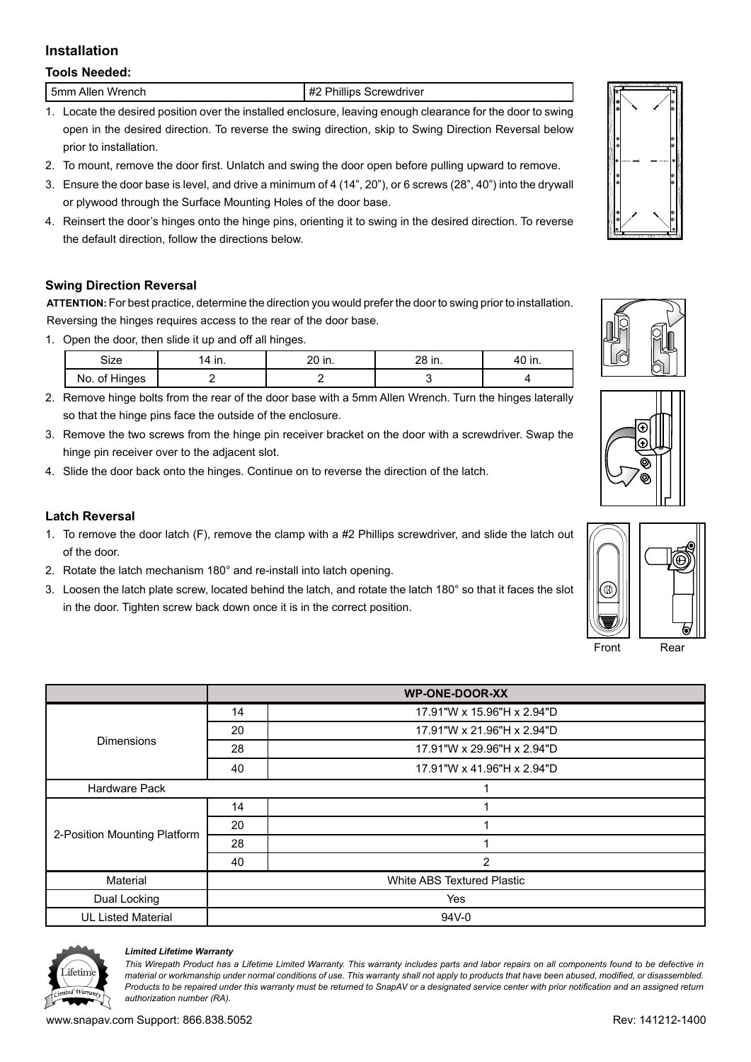## Installation

### Tools Needed:

| | |
|---|---|
| 5mm Allen Wrench | #2 Phillips Screwdriver |

1. Locate the desired position over the installed enclosure, leaving enough clearance for the door to swing open in the desired direction. To reverse the swing direction, skip to Swing Direction Reversal below prior to installation.
2. To mount, remove the door first. Unlatch and swing the door open before pulling upward to remove.
3. Ensure the door base is level, and drive a minimum of 4 (14", 20"), or 6 screws (28", 40") into the drywall or plywood through the Surface Mounting Holes of the door base.
4. Reinsert the door's hinges onto the hinge pins, orienting it to swing in the desired direction. To reverse the default direction, follow the directions below.

### Swing Direction Reversal

**ATTENTION:** For best practice, determine the direction you would prefer the door to swing prior to installation. Reversing the hinges requires access to the rear of the door base.

1. Open the door, then slide it up and off all hinges.

| Size | 14 in. | 20 in. | 28 in. | 40 in. |
|---|---|---|---|---|
| No. of Hinges | 2 | 2 | 3 | 4 |

2. Remove hinge bolts from the rear of the door base with a 5mm Allen Wrench. Turn the hinges laterally so that the hinge pins face the outside of the enclosure.
3. Remove the two screws from the hinge pin receiver bracket on the door with a screwdriver. Swap the hinge pin receiver over to the adjacent slot.
4. Slide the door back onto the hinges. Continue on to reverse the direction of the latch.

### Latch Reversal

1. To remove the door latch (F), remove the clamp with a #2 Phillips screwdriver, and slide the latch out of the door.
2. Rotate the latch mechanism 180° and re-install into latch opening.
3. Loosen the latch plate screw, located behind the latch, and rotate the latch 180° so that it faces the slot in the door. Tighten screw back down once it is in the correct position.

Front Rear

| | | WP-ONE-DOOR-XX |
|---|---|---|
| Dimensions | 14 | 17.91"W x 15.96"H x 2.94"D |
| | 20 | 17.91"W x 21.96"H x 2.94"D |
| | 28 | 17.91"W x 29.96"H x 2.94"D |
| | 40 | 17.91"W x 41.96"H x 2.94"D |
| Hardware Pack | | 1 |
| 2-Position Mounting Platform | 14 | 1 |
| | 20 | 1 |
| | 28 | 1 |
| | 40 | 2 |
| Material | | White ABS Textured Plastic |
| Dual Locking | | Yes |
| UL Listed Material | | 94V-0 |

Lifetime Limited Warranty

***Limited Lifetime Warranty***

*This Wirepath Product has a Lifetime Limited Warranty. This warranty includes parts and labor repairs on all components found to be defective in material or workmanship under normal conditions of use. This warranty shall not apply to products that have been abused, modified, or disassembled. Products to be repaired under this warranty must be returned to SnapAV or a designated service center with prior notification and an assigned return authorization number (RA).*

www.snapav.com Support: 866.838.5052

Rev: 141212-1400